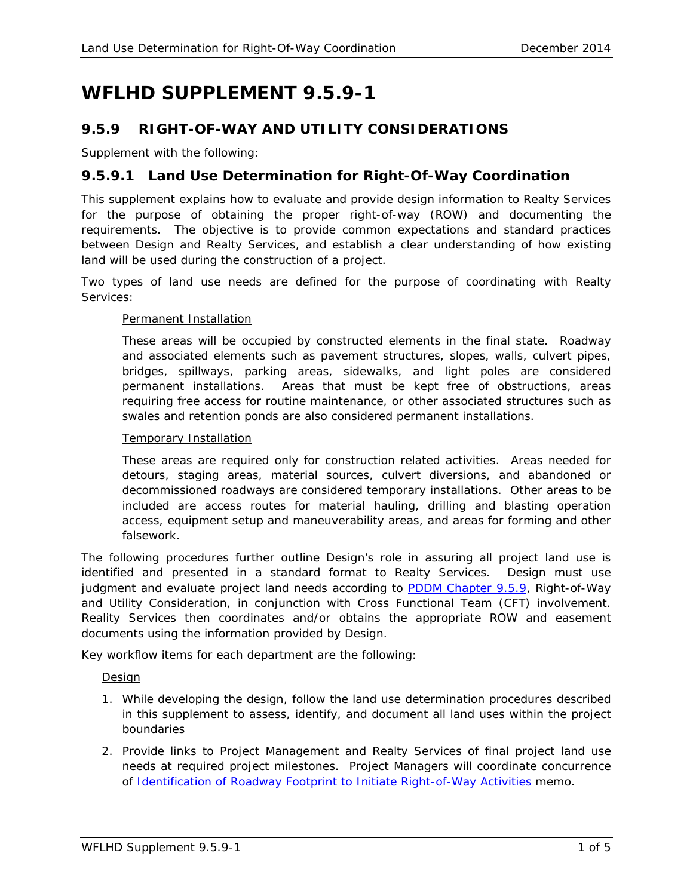# WFLHD SUPPLEMENT 9.5.9-1

## 9.5.9 RIGHT-OF-WAY AND UTILITY CONSIDERATIONS

Supplement with the following:

### 9.5.9.1 Land Use Determination for Right-Of-Way Coordination

This supplement explains how to evaluate and provide design information to Realty Services for the purpose of obtaining the proper right-of-way (ROW) and documenting the requirements. The objective is to provide common expectations and standard practices between Design and Realty Services, and establish a clear understanding of how existing land will be used during the construction of a project.

Two types of land use needs are defined for the purpose of coordinating with Realty Services:

Permanent Installation

These areas will be occupied by constructed elements in the final state. Roadway and associated elements such as pavement structures, slopes, walls, culvert pipes, bridges, spillways, parking areas, sidewalks, and light poles are considered permanent installations. Areas that must be kept free of obstructions, areas requiring free access for routine maintenance, or other associated structures such as swales and retention ponds are also considered permanent installations.

Temporary Installation

These areas are required only for construction related activities. Areas needed for detours, staging areas, material sources, culvert diversions, and abandoned or decommissioned roadways are considered temporary installations. Other areas to be included are access routes for material hauling, drilling and blasting operation access, equipment setup and maneuverability areas, and areas for forming and other falsework.

The following procedures further outline Design's role in assuring all project land use is identified and presented in a standard format to Realty Services. Design must use judgment and evaluate project land needs according to PDDM Chapter 9.5.9, Right-of-Way and Utility Consideration, in conjunction with Cross Functional Team (CFT) involvement. Reality Services then coordinates and/or obtains the appropriate ROW and easement documents using the information provided by Design.

Key workflow items for each department are the following:

Design

1. While developing the design, follow the land use determination procedures described in this supplement to assess, identify, and document all land uses within the project boundaries
2. Provide links to Project Management and Realty Services of final project land use needs at required project milestones. Project Managers will coordinate concurrence of Identification of Roadway Footprint to Initiate Right-of-Way Activities memo.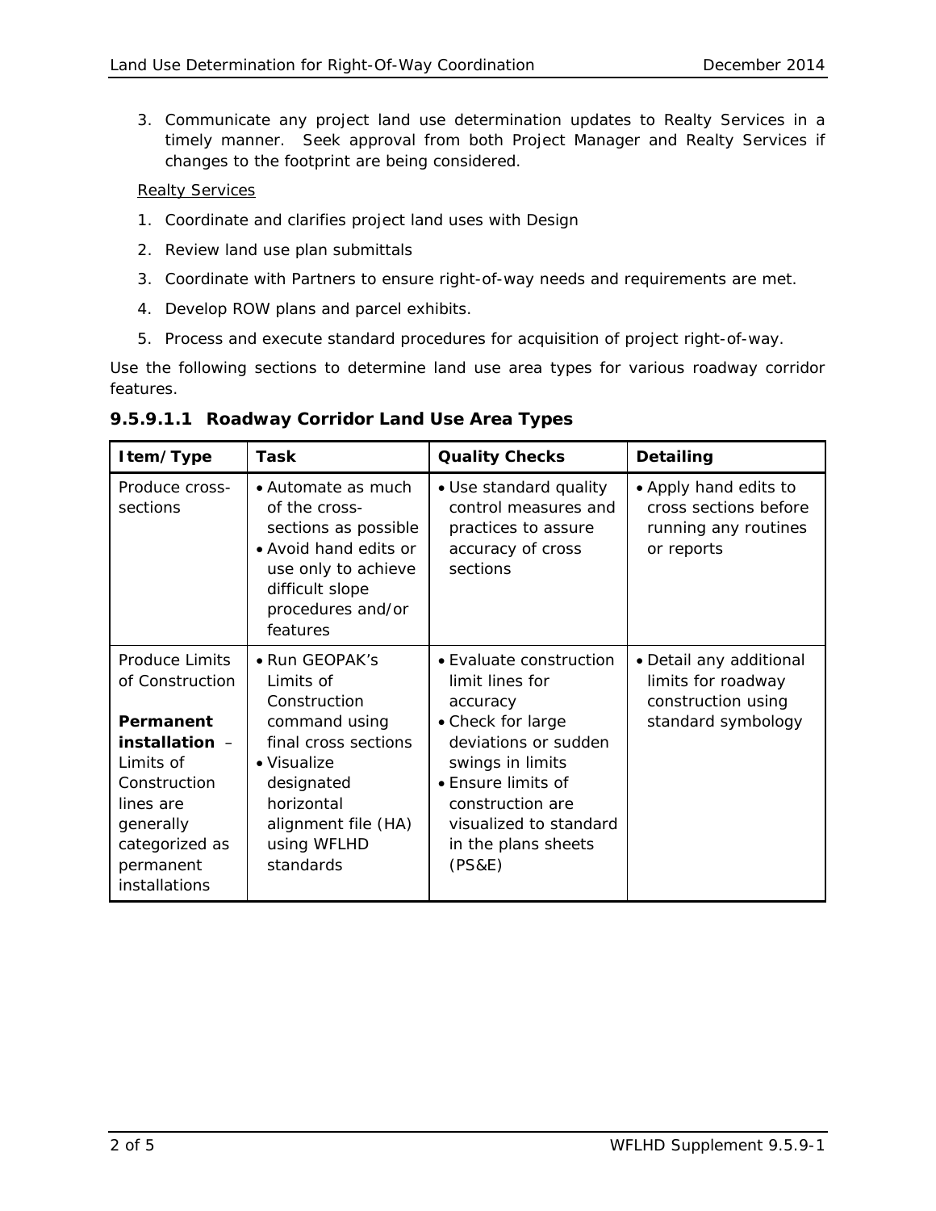3. Communicate any project land use determination updates to Realty Services in a timely manner. Seek approval from both Project Manager and Realty Services if changes to the footprint are being considered.

<u>Realty Services</u>

1. Coordinate and clarifies project land uses with Design
2. Review land use plan submittals
3. Coordinate with Partners to ensure right-of-way needs and requirements are met.
4. Develop ROW plans and parcel exhibits.
5. Process and execute standard procedures for acquisition of project right-of-way.

Use the following sections to determine land use area types for various roadway corridor features.

### 9.5.9.1.1 Roadway Corridor Land Use Area Types

| Item/Type | Task | Quality Checks | Detailing |
|---|---|---|---|
| Produce cross-sections | • Automate as much of the cross-sections as possible<br>• Avoid hand edits or use only to achieve difficult slope procedures and/or features | • Use standard quality control measures and practices to assure accuracy of cross sections | • Apply hand edits to cross sections before running any routines or reports |
| Produce Limits of Construction<br><br>**Permanent installation** – Limits of Construction lines are generally categorized as permanent installations | • Run GEOPAK's Limits of Construction command using final cross sections<br>• Visualize designated horizontal alignment file (HA) using WFLHD standards | • Evaluate construction limit lines for accuracy<br>• Check for large deviations or sudden swings in limits<br>• Ensure limits of construction are visualized to standard in the plans sheets (PS&E) | • Detail any additional limits for roadway construction using standard symbology |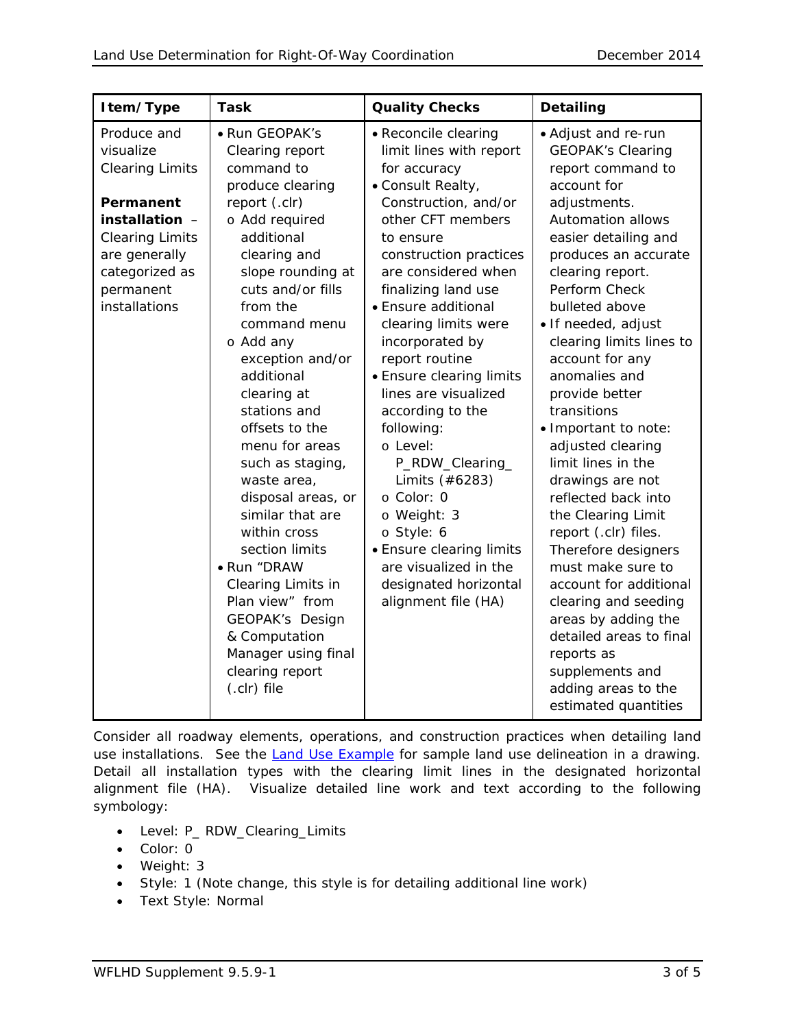| Item/Type | Task | Quality Checks | Detailing |
| --- | --- | --- | --- |
| Produce and visualize Clearing Limits<br><br>**Permanent installation** – Clearing Limits are generally categorized as permanent installations | • Run GEOPAK's Clearing report command to produce clearing report (.clr)<br>o Add required additional clearing and slope rounding at cuts and/or fills from the command menu<br>o Add any exception and/or additional clearing at stations and offsets to the menu for areas such as staging, waste area, disposal areas, or similar that are within cross section limits<br>• Run "DRAW Clearing Limits in Plan view" from GEOPAK's Design & Computation Manager using final clearing report (.clr) file | • Reconcile clearing limit lines with report for accuracy<br>• Consult Realty, Construction, and/or other CFT members to ensure construction practices are considered when finalizing land use<br>• Ensure additional clearing limits were incorporated by report routine<br>• Ensure clearing limits lines are visualized according to the following:<br>o Level: P_RDW_Clearing_Limits (#6283)<br>o Color: 0<br>o Weight: 3<br>o Style: 6<br>• Ensure clearing limits are visualized in the designated horizontal alignment file (HA) | • Adjust and re-run GEOPAK's Clearing report command to account for adjustments. Automation allows easier detailing and produces an accurate clearing report. Perform Check bulleted above<br>• If needed, adjust clearing limits lines to account for any anomalies and provide better transitions<br>• Important to note: adjusted clearing limit lines in the drawings are not reflected back into the Clearing Limit report (.clr) files. Therefore designers must make sure to account for additional clearing and seeding areas by adding the detailed areas to final reports as supplements and adding areas to the estimated quantities |

Consider all roadway elements, operations, and construction practices when detailing land use installations. See the Land Use Example for sample land use delineation in a drawing. Detail all installation types with the clearing limit lines in the designated horizontal alignment file (HA). Visualize detailed line work and text according to the following symbology:

- Level: P_ RDW_Clearing_Limits
- Color: 0
- Weight: 3
- Style: 1 (Note change, this style is for detailing additional line work)
- Text Style: Normal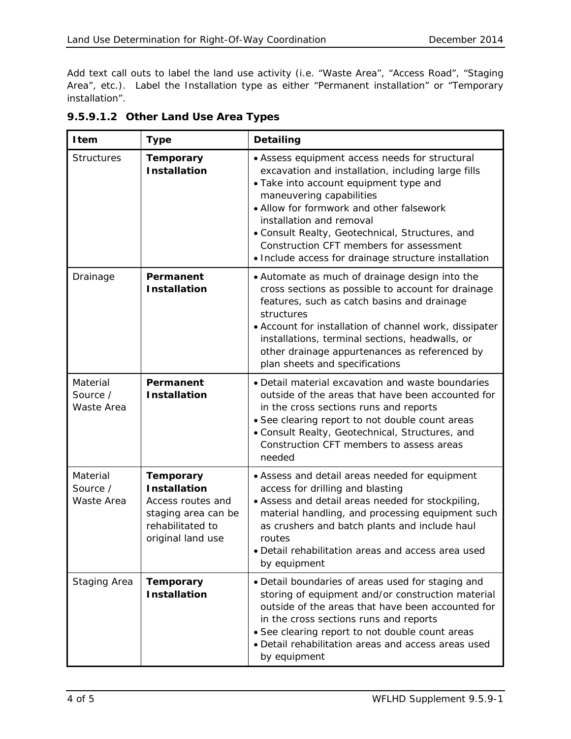Add text call outs to label the land use activity (i.e. “Waste Area”, “Access Road”, “Staging Area”, etc.).  Label the Installation type as either “Permanent installation” or “Temporary installation”.

#### 9.5.9.1.2 Other Land Use Area Types

| Item | Type | Detailing |
|---|---|---|
| Structures | **Temporary Installation** | • Assess equipment access needs for structural excavation and installation, including large fills<br>• Take into account equipment type and maneuvering capabilities<br>• Allow for formwork and other falsework installation and removal<br>• Consult Realty, Geotechnical, Structures, and Construction CFT members for assessment<br>• Include access for drainage structure installation |
| Drainage | **Permanent Installation** | • Automate as much of drainage design into the cross sections as possible to account for drainage features, such as catch basins and drainage structures<br>• Account for installation of channel work, dissipater installations, terminal sections, headwalls, or other drainage appurtenances as referenced by plan sheets and specifications |
| Material Source / Waste Area | **Permanent Installation** | • Detail material excavation and waste boundaries outside of the areas that have been accounted for in the cross sections runs and reports<br>• See clearing report to not double count areas<br>• Consult Realty, Geotechnical, Structures, and Construction CFT members to assess areas needed |
| Material Source / Waste Area | **Temporary Installation** Access routes and staging area can be rehabilitated to original land use | • Assess and detail areas needed for equipment access for drilling and blasting<br>• Assess and detail areas needed for stockpiling, material handling, and processing equipment such as crushers and batch plants and include haul routes<br>• Detail rehabilitation areas and access area used by equipment |
| Staging Area | **Temporary Installation** | • Detail boundaries of areas used for staging and storing of equipment and/or construction material outside of the areas that have been accounted for in the cross sections runs and reports<br>• See clearing report to not double count areas<br>• Detail rehabilitation areas and access areas used by equipment |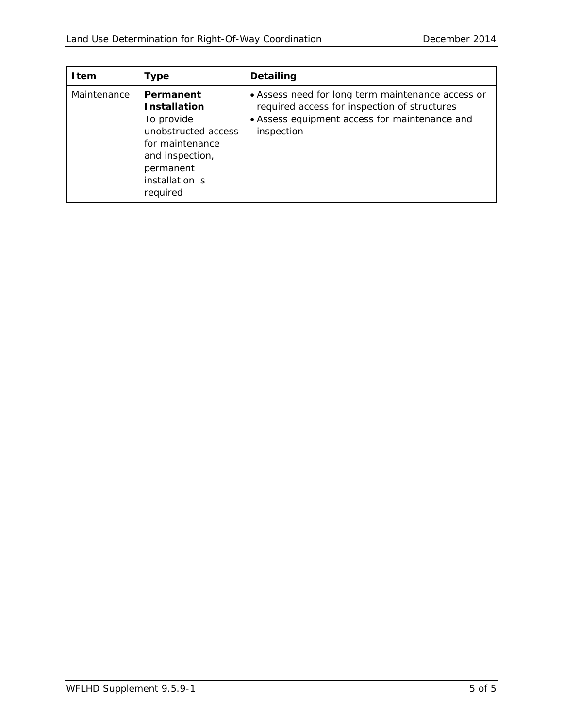| Item | Type | Detailing |
|---|---|---|
| Maintenance | **Permanent Installation** To provide unobstructed access for maintenance and inspection, permanent installation is required | • Assess need for long term maintenance access or required access for inspection of structures<br>• Assess equipment access for maintenance and inspection |